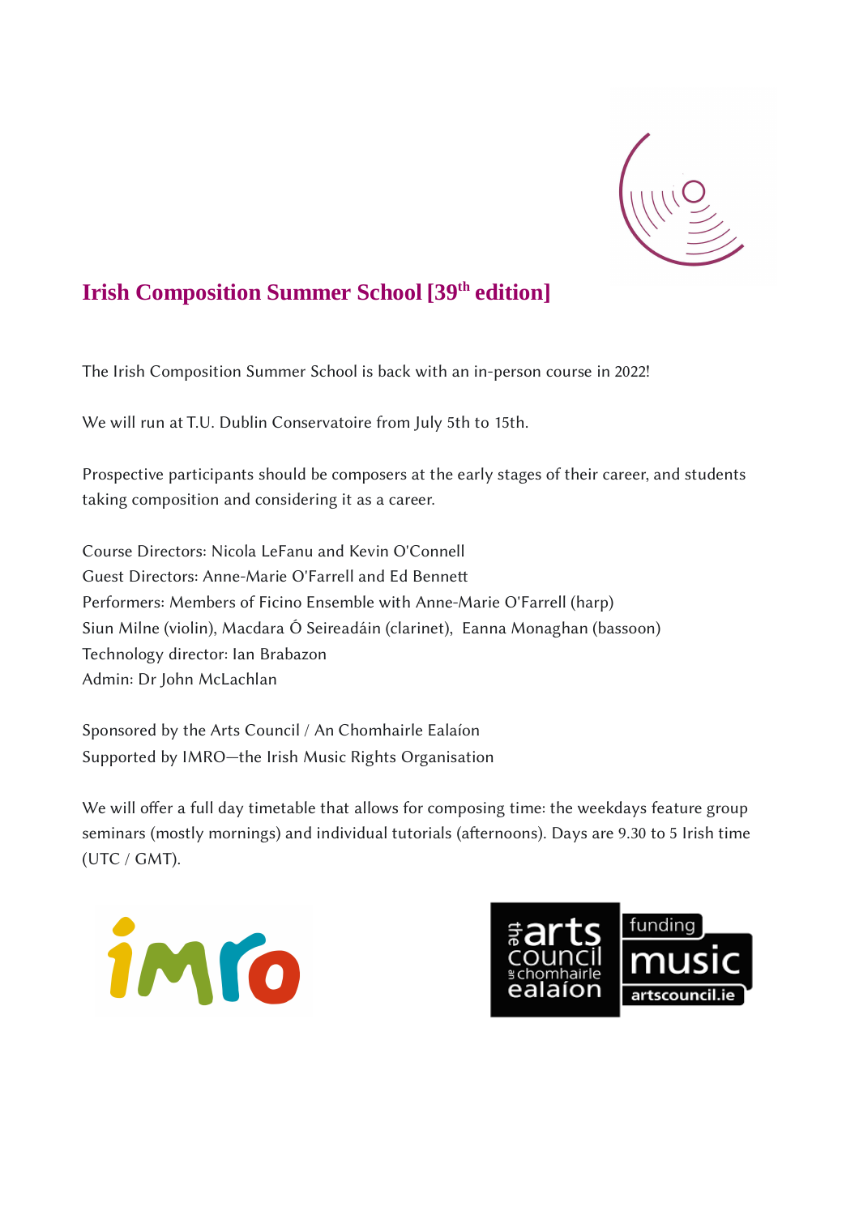# Irish Composition Summer School [39th edition]

The Irish Composition Summer School is back with an in-person course in 2022!

We will run at T.U. Dublin Conservatoire from July 5th to 15th.

Prospective participants should be composers at the early stages of their career, and students taking composition and considering it as a career.

Course Directors: Nicola LeFanu and Kevin O'Connell
Guest Directors: Anne-Marie O'Farrell and Ed Bennett
Performers: Members of Ficino Ensemble with Anne-Marie O'Farrell (harp)
Siun Milne (violin), Macdara Ó Seireadáin (clarinet), Eanna Monaghan (bassoon)
Technology director: Ian Brabazon
Admin: Dr John McLachlan

Sponsored by the Arts Council / An Chomhairle Ealaíon
Supported by IMRO—the Irish Music Rights Organisation

We will offer a full day timetable that allows for composing time: the weekdays feature group seminars (mostly mornings) and individual tutorials (afternoons). Days are 9.30 to 5 Irish time (UTC / GMT).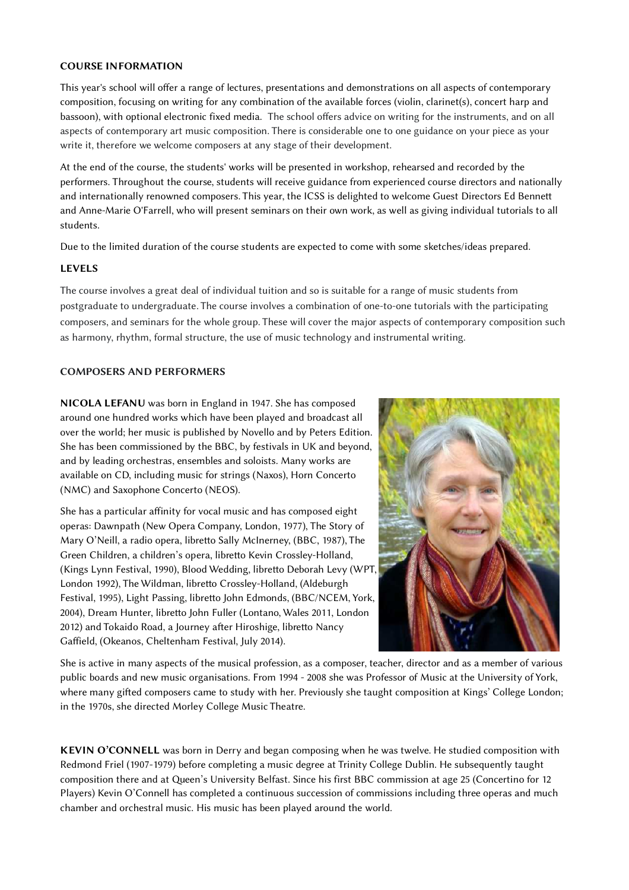### COURSE INFORMATION

This year's school will offer a range of lectures, presentations and demonstrations on all aspects of contemporary composition, focusing on writing for any combination of the available forces (violin, clarinet(s), concert harp and bassoon), with optional electronic fixed media. The school offers advice on writing for the instruments, and on all aspects of contemporary art music composition. There is considerable one to one guidance on your piece as your write it, therefore we welcome composers at any stage of their development.

At the end of the course, the students' works will be presented in workshop, rehearsed and recorded by the performers. Throughout the course, students will receive guidance from experienced course directors and nationally and internationally renowned composers. This year, the ICSS is delighted to welcome Guest Directors Ed Bennett and Anne-Marie O'Farrell, who will present seminars on their own work, as well as giving individual tutorials to all students.

Due to the limited duration of the course students are expected to come with some sketches/ideas prepared.

### LEVELS

The course involves a great deal of individual tuition and so is suitable for a range of music students from postgraduate to undergraduate. The course involves a combination of one-to-one tutorials with the participating composers, and seminars for the whole group. These will cover the major aspects of contemporary composition such as harmony, rhythm, formal structure, the use of music technology and instrumental writing.

### COMPOSERS AND PERFORMERS

**NICOLA LEFANU** was born in England in 1947. She has composed around one hundred works which have been played and broadcast all over the world; her music is published by Novello and by Peters Edition. She has been commissioned by the BBC, by festivals in UK and beyond, and by leading orchestras, ensembles and soloists. Many works are available on CD, including music for strings (Naxos), Horn Concerto (NMC) and Saxophone Concerto (NEOS).

She has a particular affinity for vocal music and has composed eight operas: Dawnpath (New Opera Company, London, 1977), The Story of Mary O'Neill, a radio opera, libretto Sally McInerney, (BBC, 1987), The Green Children, a children's opera, libretto Kevin Crossley-Holland, (Kings Lynn Festival, 1990), Blood Wedding, libretto Deborah Levy (WPT, London 1992), The Wildman, libretto Crossley-Holland, (Aldeburgh Festival, 1995), Light Passing, libretto John Edmonds, (BBC/NCEM, York, 2004), Dream Hunter, libretto John Fuller (Lontano, Wales 2011, London 2012) and Tokaido Road, a Journey after Hiroshige, libretto Nancy Gaffield, (Okeanos, Cheltenham Festival, July 2014).

She is active in many aspects of the musical profession, as a composer, teacher, director and as a member of various public boards and new music organisations. From 1994 - 2008 she was Professor of Music at the University of York, where many gifted composers came to study with her. Previously she taught composition at Kings' College London; in the 1970s, she directed Morley College Music Theatre.

**KEVIN O'CONNELL** was born in Derry and began composing when he was twelve. He studied composition with Redmond Friel (1907-1979) before completing a music degree at Trinity College Dublin. He subsequently taught composition there and at Queen's University Belfast. Since his first BBC commission at age 25 (Concertino for 12 Players) Kevin O'Connell has completed a continuous succession of commissions including three operas and much chamber and orchestral music. His music has been played around the world.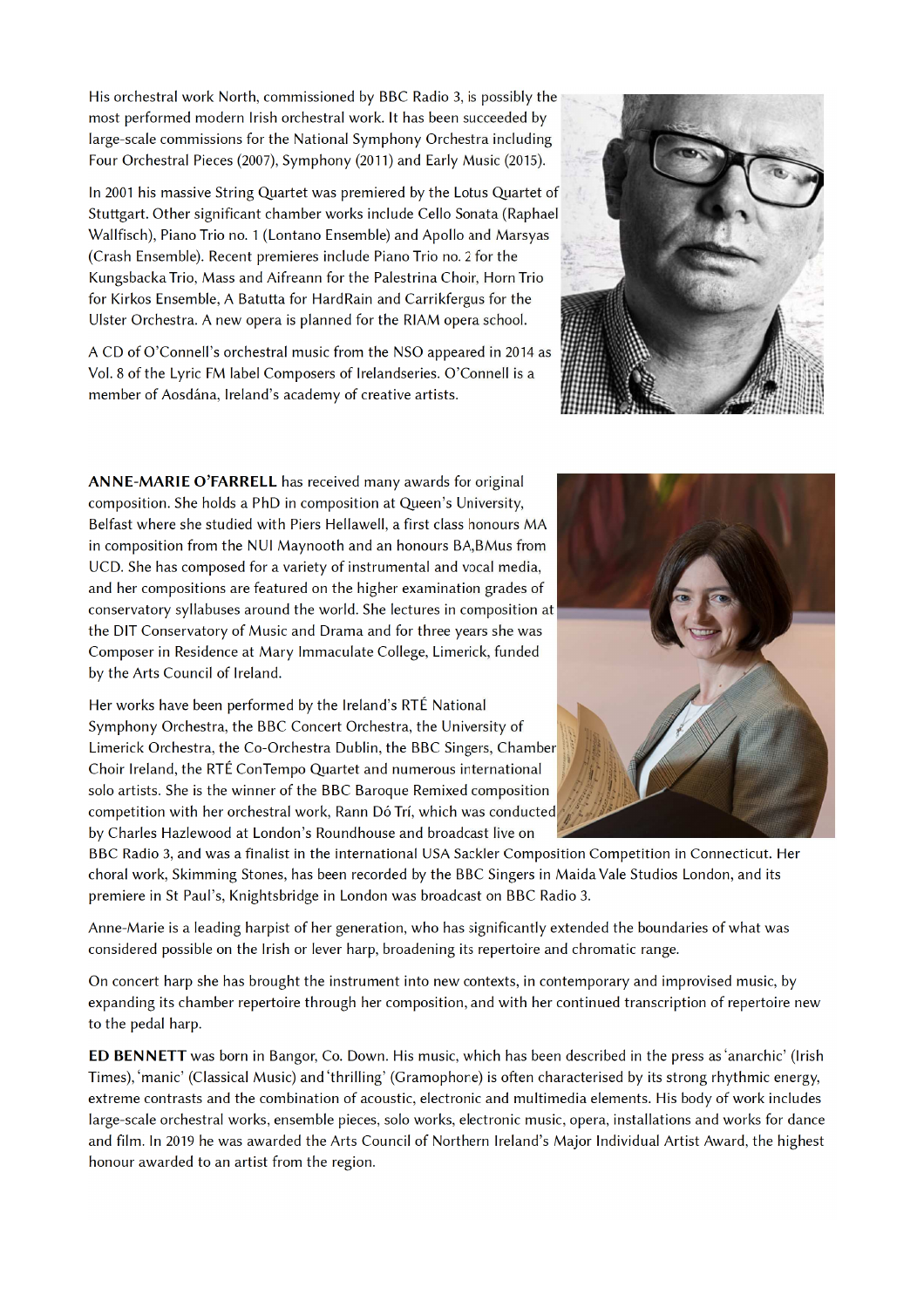His orchestral work North, commissioned by BBC Radio 3, is possibly the most performed modern Irish orchestral work. It has been succeeded by large-scale commissions for the National Symphony Orchestra including Four Orchestral Pieces (2007), Symphony (2011) and Early Music (2015).

In 2001 his massive String Quartet was premiered by the Lotus Quartet of Stuttgart. Other significant chamber works include Cello Sonata (Raphael Wallfisch), Piano Trio no. 1 (Lontano Ensemble) and Apollo and Marsyas (Crash Ensemble). Recent premieres include Piano Trio no. 2 for the Kungsbacka Trio, Mass and Aifreann for the Palestrina Choir, Horn Trio for Kirkos Ensemble, A Batutta for HardRain and Carrikfergus for the Ulster Orchestra. A new opera is planned for the RIAM opera school.

A CD of O'Connell's orchestral music from the NSO appeared in 2014 as Vol. 8 of the Lyric FM label Composers of Irelandseries. O'Connell is a member of Aosdána, Ireland's academy of creative artists.

**ANNE-MARIE O'FARRELL** has received many awards for original composition. She holds a PhD in composition at Queen's University, Belfast where she studied with Piers Hellawell, a first class honours MA in composition from the NUI Maynooth and an honours BA,BMus from UCD. She has composed for a variety of instrumental and vocal media, and her compositions are featured on the higher examination grades of conservatory syllabuses around the world. She lectures in composition at the DIT Conservatory of Music and Drama and for three years she was Composer in Residence at Mary Immaculate College, Limerick, funded by the Arts Council of Ireland.

Her works have been performed by the Ireland's RTÉ National Symphony Orchestra, the BBC Concert Orchestra, the University of Limerick Orchestra, the Co-Orchestra Dublin, the BBC Singers, Chamber Choir Ireland, the RTÉ ConTempo Quartet and numerous international solo artists. She is the winner of the BBC Baroque Remixed composition competition with her orchestral work, Rann Dó Trí, which was conducted by Charles Hazlewood at London's Roundhouse and broadcast live on BBC Radio 3, and was a finalist in the international USA Sackler Composition Competition in Connecticut. Her choral work, Skimming Stones, has been recorded by the BBC Singers in Maida Vale Studios London, and its premiere in St Paul's, Knightsbridge in London was broadcast on BBC Radio 3.

Anne-Marie is a leading harpist of her generation, who has significantly extended the boundaries of what was considered possible on the Irish or lever harp, broadening its repertoire and chromatic range.

On concert harp she has brought the instrument into new contexts, in contemporary and improvised music, by expanding its chamber repertoire through her composition, and with her continued transcription of repertoire new to the pedal harp.

**ED BENNETT** was born in Bangor, Co. Down. His music, which has been described in the press as 'anarchic' (Irish Times), 'manic' (Classical Music) and 'thrilling' (Gramophone) is often characterised by its strong rhythmic energy, extreme contrasts and the combination of acoustic, electronic and multimedia elements. His body of work includes large-scale orchestral works, ensemble pieces, solo works, electronic music, opera, installations and works for dance and film. In 2019 he was awarded the Arts Council of Northern Ireland's Major Individual Artist Award, the highest honour awarded to an artist from the region.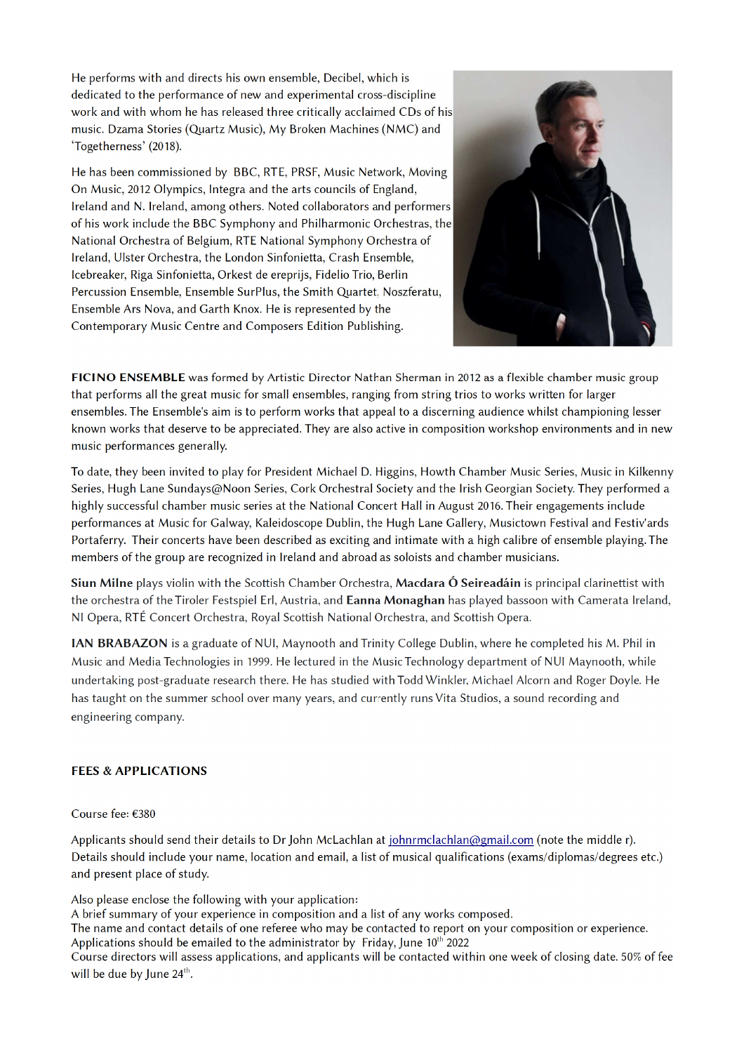He performs with and directs his own ensemble, Decibel, which is dedicated to the performance of new and experimental cross-discipline work and with whom he has released three critically acclaimed CDs of his music. Dzama Stories (Quartz Music), My Broken Machines (NMC) and 'Togetherness' (2018).

He has been commissioned by BBC, RTE, PRSF, Music Network, Moving On Music, 2012 Olympics, Integra and the arts councils of England, Ireland and N. Ireland, among others. Noted collaborators and performers of his work include the BBC Symphony and Philharmonic Orchestras, the National Orchestra of Belgium, RTE National Symphony Orchestra of Ireland, Ulster Orchestra, the London Sinfonietta, Crash Ensemble, Icebreaker, Riga Sinfonietta, Orkest de ereprijs, Fidelio Trio, Berlin Percussion Ensemble, Ensemble SurPlus, the Smith Quartet, Noszferatu, Ensemble Ars Nova, and Garth Knox. He is represented by the Contemporary Music Centre and Composers Edition Publishing.

**FICINO ENSEMBLE** was formed by Artistic Director Nathan Sherman in 2012 as a flexible chamber music group that performs all the great music for small ensembles, ranging from string trios to works written for larger ensembles. The Ensemble's aim is to perform works that appeal to a discerning audience whilst championing lesser known works that deserve to be appreciated. They are also active in composition workshop environments and in new music performances generally.

To date, they been invited to play for President Michael D. Higgins, Howth Chamber Music Series, Music in Kilkenny Series, Hugh Lane Sundays@Noon Series, Cork Orchestral Society and the Irish Georgian Society. They performed a highly successful chamber music series at the National Concert Hall in August 2016. Their engagements include performances at Music for Galway, Kaleidoscope Dublin, the Hugh Lane Gallery, Musictown Festival and Festiv'ards Portaferry. Their concerts have been described as exciting and intimate with a high calibre of ensemble playing. The members of the group are recognized in Ireland and abroad as soloists and chamber musicians.

**Siun Milne** plays violin with the Scottish Chamber Orchestra, **Macdara Ó Seireadáin** is principal clarinettist with the orchestra of the Tiroler Festspiel Erl, Austria, and **Eanna Monaghan** has played bassoon with Camerata Ireland, NI Opera, RTÉ Concert Orchestra, Royal Scottish National Orchestra, and Scottish Opera.

**IAN BRABAZON** is a graduate of NUI, Maynooth and Trinity College Dublin, where he completed his M. Phil in Music and Media Technologies in 1999. He lectured in the Music Technology department of NUI Maynooth, while undertaking post-graduate research there. He has studied with Todd Winkler, Michael Alcorn and Roger Doyle. He has taught on the summer school over many years, and currently runs Vita Studios, a sound recording and engineering company.

## FEES & APPLICATIONS

Course fee: €380

Applicants should send their details to Dr John McLachlan at johnrmclachlan@gmail.com (note the middle r). Details should include your name, location and email, a list of musical qualifications (exams/diplomas/degrees etc.) and present place of study.

Also please enclose the following with your application:
A brief summary of your experience in composition and a list of any works composed.
The name and contact details of one referee who may be contacted to report on your composition or experience.
Applications should be emailed to the administrator by Friday, June 10th 2022
Course directors will assess applications, and applicants will be contacted within one week of closing date. 50% of fee will be due by June 24th.